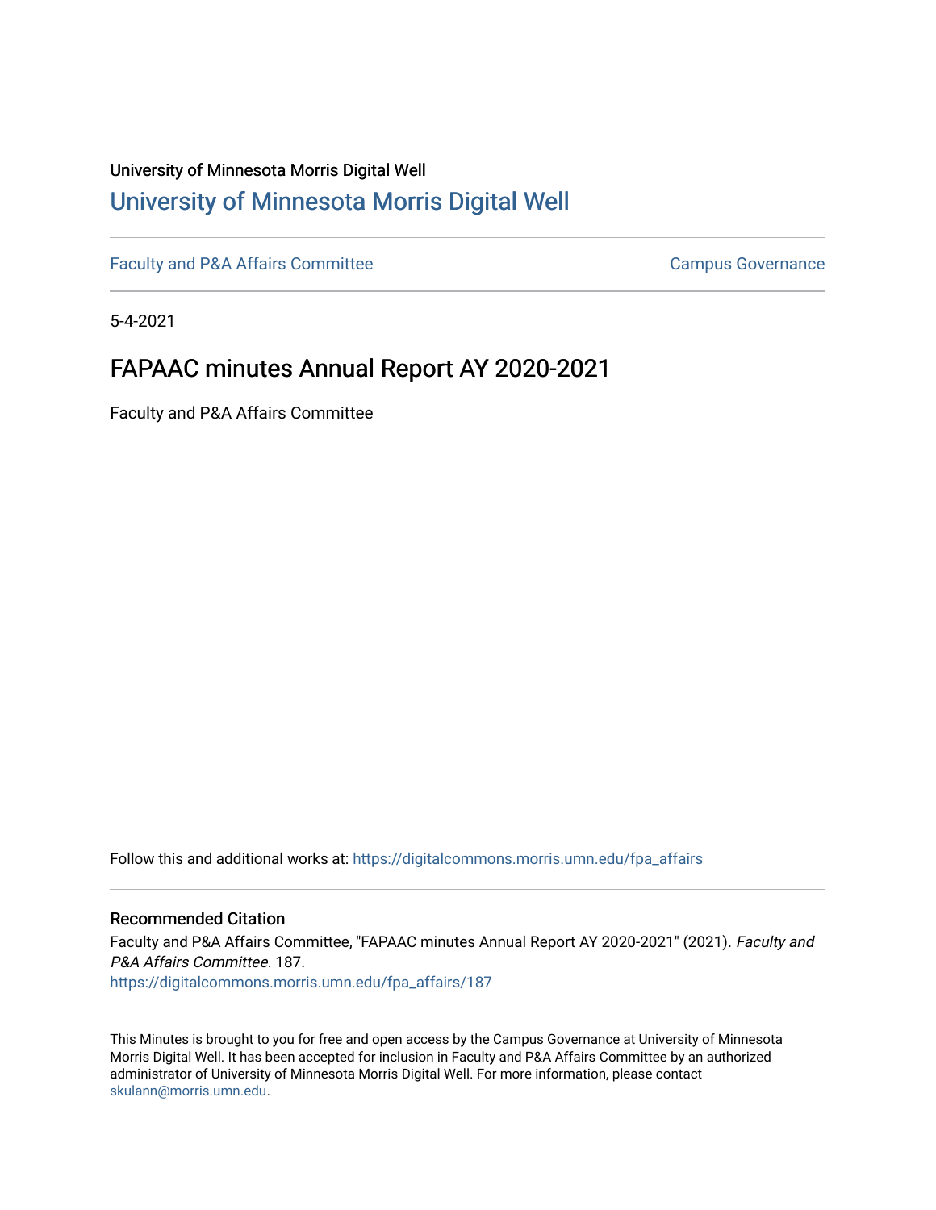University of Minnesota Morris Digital Well

# University of Minnesota Morris Digital Well

Faculty and P&A Affairs Committee

Campus Governance

5-4-2021

## FAPAAC minutes Annual Report AY 2020-2021

Faculty and P&A Affairs Committee

Follow this and additional works at: https://digitalcommons.morris.umn.edu/fpa_affairs

### Recommended Citation

Faculty and P&A Affairs Committee, "FAPAAC minutes Annual Report AY 2020-2021" (2021). *Faculty and P&A Affairs Committee*. 187.
https://digitalcommons.morris.umn.edu/fpa_affairs/187

This Minutes is brought to you for free and open access by the Campus Governance at University of Minnesota Morris Digital Well. It has been accepted for inclusion in Faculty and P&A Affairs Committee by an authorized administrator of University of Minnesota Morris Digital Well. For more information, please contact skulann@morris.umn.edu.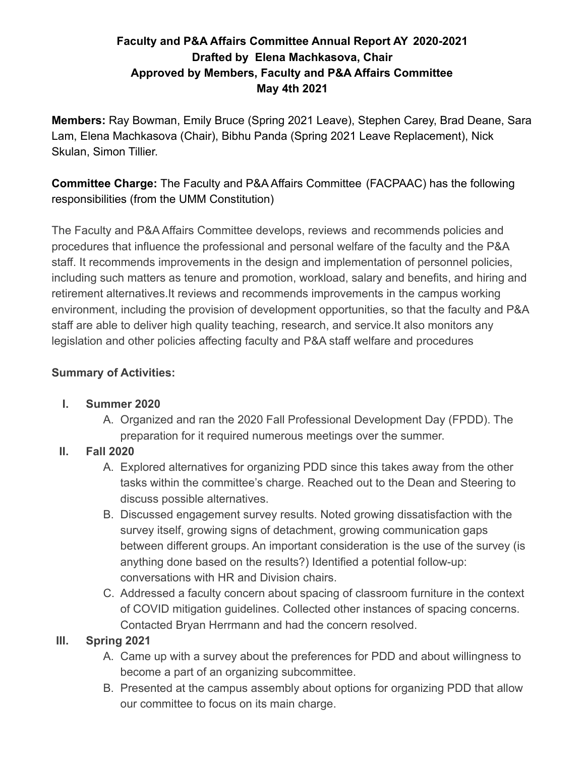**Faculty and P&A Affairs Committee Annual Report AY 2020-2021**
**Drafted by Elena Machkasova, Chair**
**Approved by Members, Faculty and P&A Affairs Committee**
**May 4th 2021**

**Members:** Ray Bowman, Emily Bruce (Spring 2021 Leave), Stephen Carey, Brad Deane, Sara Lam, Elena Machkasova (Chair), Bibhu Panda (Spring 2021 Leave Replacement), Nick Skulan, Simon Tillier.

**Committee Charge:** The Faculty and P&A Affairs Committee (FACPAAC) has the following responsibilities (from the UMM Constitution)

The Faculty and P&A Affairs Committee develops, reviews and recommends policies and procedures that influence the professional and personal welfare of the faculty and the P&A staff. It recommends improvements in the design and implementation of personnel policies, including such matters as tenure and promotion, workload, salary and benefits, and hiring and retirement alternatives.It reviews and recommends improvements in the campus working environment, including the provision of development opportunities, so that the faculty and P&A staff are able to deliver high quality teaching, research, and service.It also monitors any legislation and other policies affecting faculty and P&A staff welfare and procedures

**Summary of Activities:**

I. **Summer 2020**
   A. Organized and ran the 2020 Fall Professional Development Day (FPDD). The preparation for it required numerous meetings over the summer.

II. **Fall 2020**
   A. Explored alternatives for organizing PDD since this takes away from the other tasks within the committee's charge. Reached out to the Dean and Steering to discuss possible alternatives.
   B. Discussed engagement survey results. Noted growing dissatisfaction with the survey itself, growing signs of detachment, growing communication gaps between different groups. An important consideration is the use of the survey (is anything done based on the results?) Identified a potential follow-up: conversations with HR and Division chairs.
   C. Addressed a faculty concern about spacing of classroom furniture in the context of COVID mitigation guidelines. Collected other instances of spacing concerns. Contacted Bryan Herrmann and had the concern resolved.

III. **Spring 2021**
   A. Came up with a survey about the preferences for PDD and about willingness to become a part of an organizing subcommittee.
   B. Presented at the campus assembly about options for organizing PDD that allow our committee to focus on its main charge.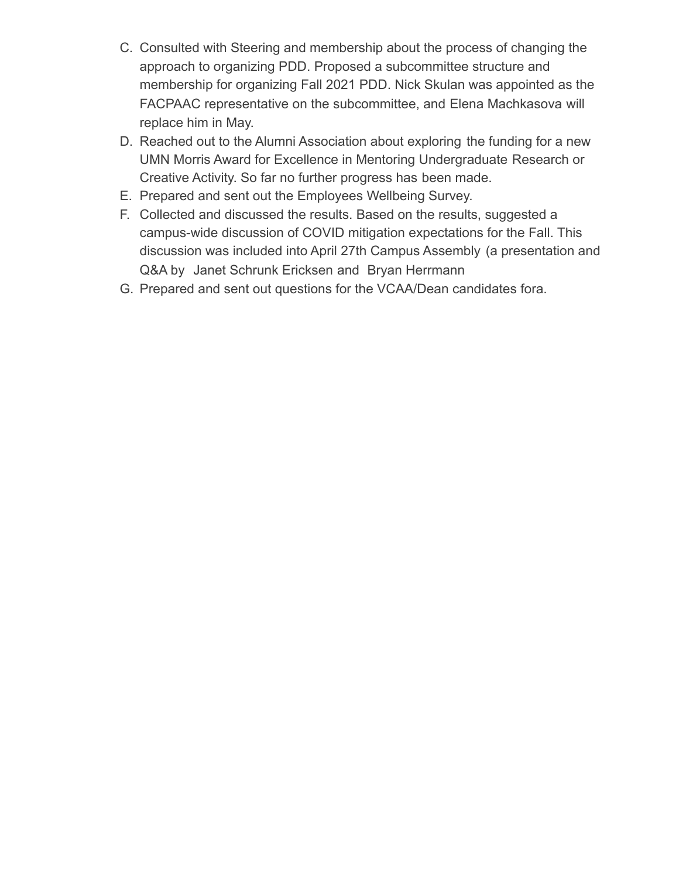C. Consulted with Steering and membership about the process of changing the approach to organizing PDD. Proposed a subcommittee structure and membership for organizing Fall 2021 PDD. Nick Skulan was appointed as the FACPAAC representative on the subcommittee, and Elena Machkasova will replace him in May.
D. Reached out to the Alumni Association about exploring the funding for a new UMN Morris Award for Excellence in Mentoring Undergraduate Research or Creative Activity. So far no further progress has been made.
E. Prepared and sent out the Employees Wellbeing Survey.
F. Collected and discussed the results. Based on the results, suggested a campus-wide discussion of COVID mitigation expectations for the Fall. This discussion was included into April 27th Campus Assembly (a presentation and Q&A by Janet Schrunk Ericksen and Bryan Herrmann
G. Prepared and sent out questions for the VCAA/Dean candidates fora.